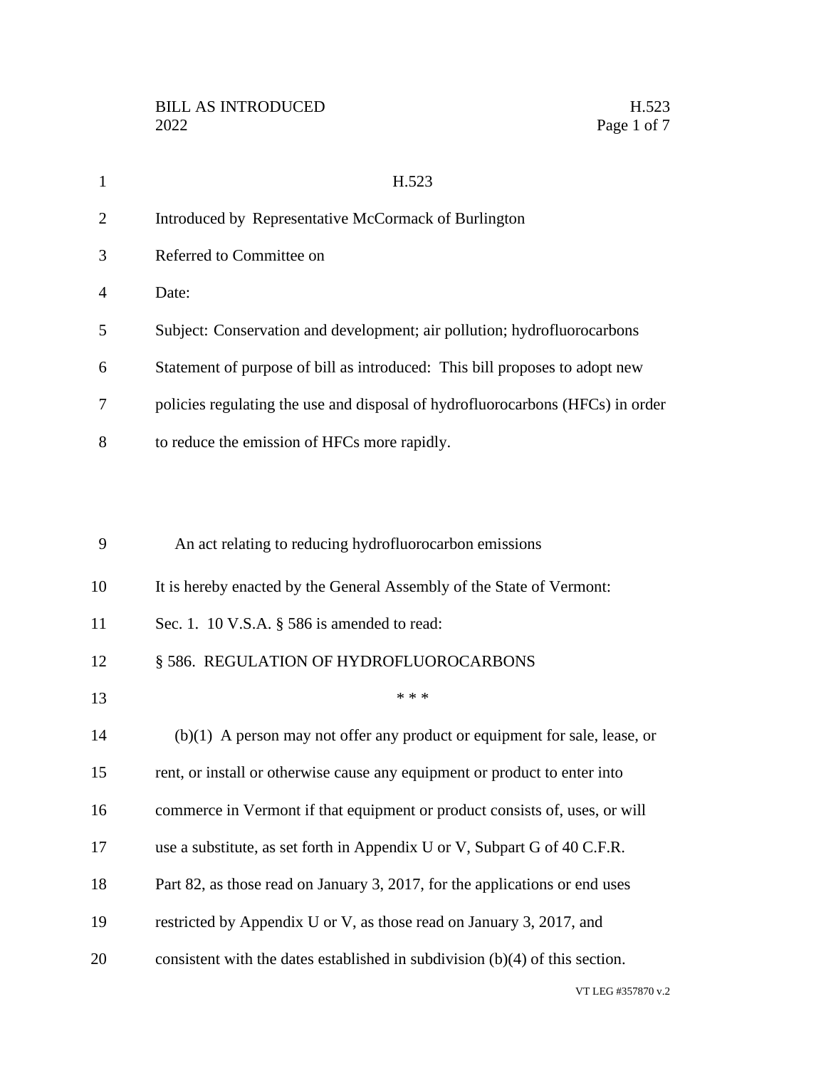H.523

Introduced by Representative McCormack of Burlington

Referred to Committee on

Date:

Subject: Conservation and development; air pollution; hydrofluorocarbons

Statement of purpose of bill as introduced: This bill proposes to adopt new policies regulating the use and disposal of hydrofluorocarbons (HFCs) in order to reduce the emission of HFCs more rapidly.

An act relating to reducing hydrofluorocarbon emissions

It is hereby enacted by the General Assembly of the State of Vermont:

Sec. 1. 10 V.S.A. § 586 is amended to read:

§ 586. REGULATION OF HYDROFLUOROCARBONS

* * *

(b)(1) A person may not offer any product or equipment for sale, lease, or rent, or install or otherwise cause any equipment or product to enter into commerce in Vermont if that equipment or product consists of, uses, or will use a substitute, as set forth in Appendix U or V, Subpart G of 40 C.F.R. Part 82, as those read on January 3, 2017, for the applications or end uses restricted by Appendix U or V, as those read on January 3, 2017, and consistent with the dates established in subdivision (b)(4) of this section.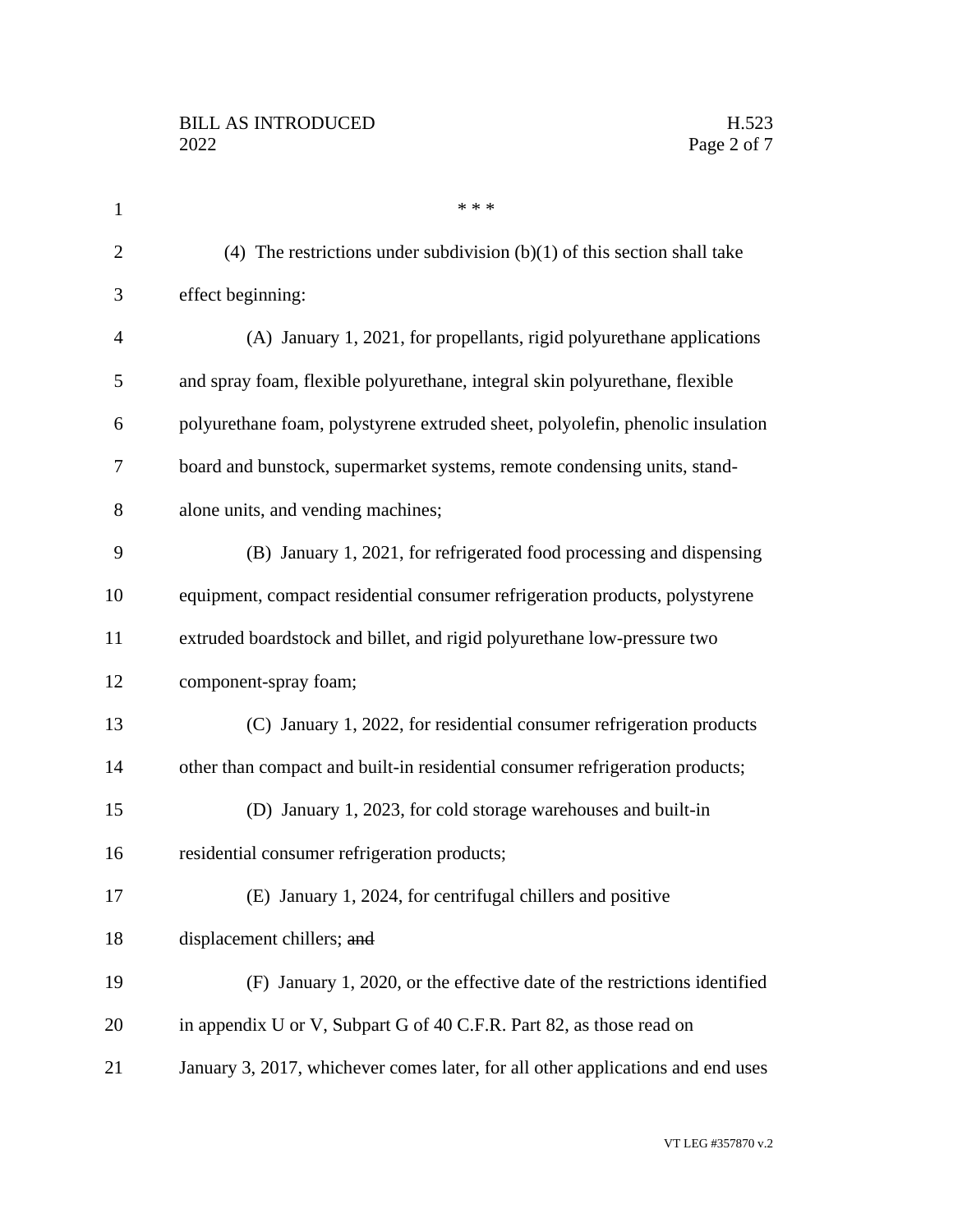\* \* \*

(4) The restrictions under subdivision (b)(1) of this section shall take effect beginning:

(A) January 1, 2021, for propellants, rigid polyurethane applications and spray foam, flexible polyurethane, integral skin polyurethane, flexible polyurethane foam, polystyrene extruded sheet, polyolefin, phenolic insulation board and bunstock, supermarket systems, remote condensing units, stand-alone units, and vending machines;

(B) January 1, 2021, for refrigerated food processing and dispensing equipment, compact residential consumer refrigeration products, polystyrene extruded boardstock and billet, and rigid polyurethane low-pressure two component-spray foam;

(C) January 1, 2022, for residential consumer refrigeration products other than compact and built-in residential consumer refrigeration products;

(D) January 1, 2023, for cold storage warehouses and built-in residential consumer refrigeration products;

(E) January 1, 2024, for centrifugal chillers and positive displacement chillers; ~~and~~

(F) January 1, 2020, or the effective date of the restrictions identified in appendix U or V, Subpart G of 40 C.F.R. Part 82, as those read on January 3, 2017, whichever comes later, for all other applications and end uses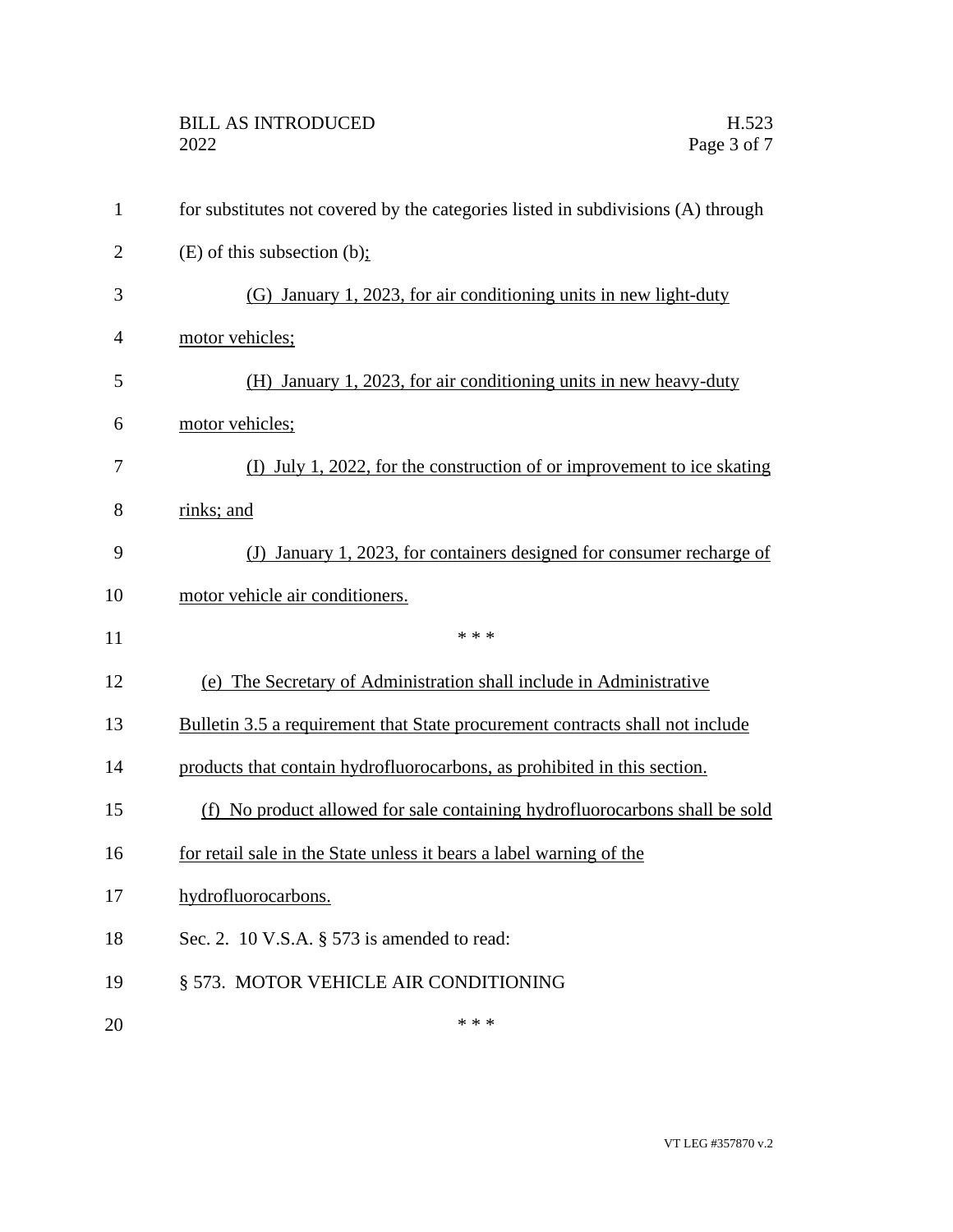for substitutes not covered by the categories listed in subdivisions (A) through (E) of this subsection (b);

(G) January 1, 2023, for air conditioning units in new light-duty motor vehicles;

(H) January 1, 2023, for air conditioning units in new heavy-duty motor vehicles;

(I) July 1, 2022, for the construction of or improvement to ice skating rinks; and

(J) January 1, 2023, for containers designed for consumer recharge of motor vehicle air conditioners.

\* \* \*

(e) The Secretary of Administration shall include in Administrative Bulletin 3.5 a requirement that State procurement contracts shall not include products that contain hydrofluorocarbons, as prohibited in this section.

(f) No product allowed for sale containing hydrofluorocarbons shall be sold for retail sale in the State unless it bears a label warning of the hydrofluorocarbons.

Sec. 2. 10 V.S.A. § 573 is amended to read:

§ 573. MOTOR VEHICLE AIR CONDITIONING

\* \* \*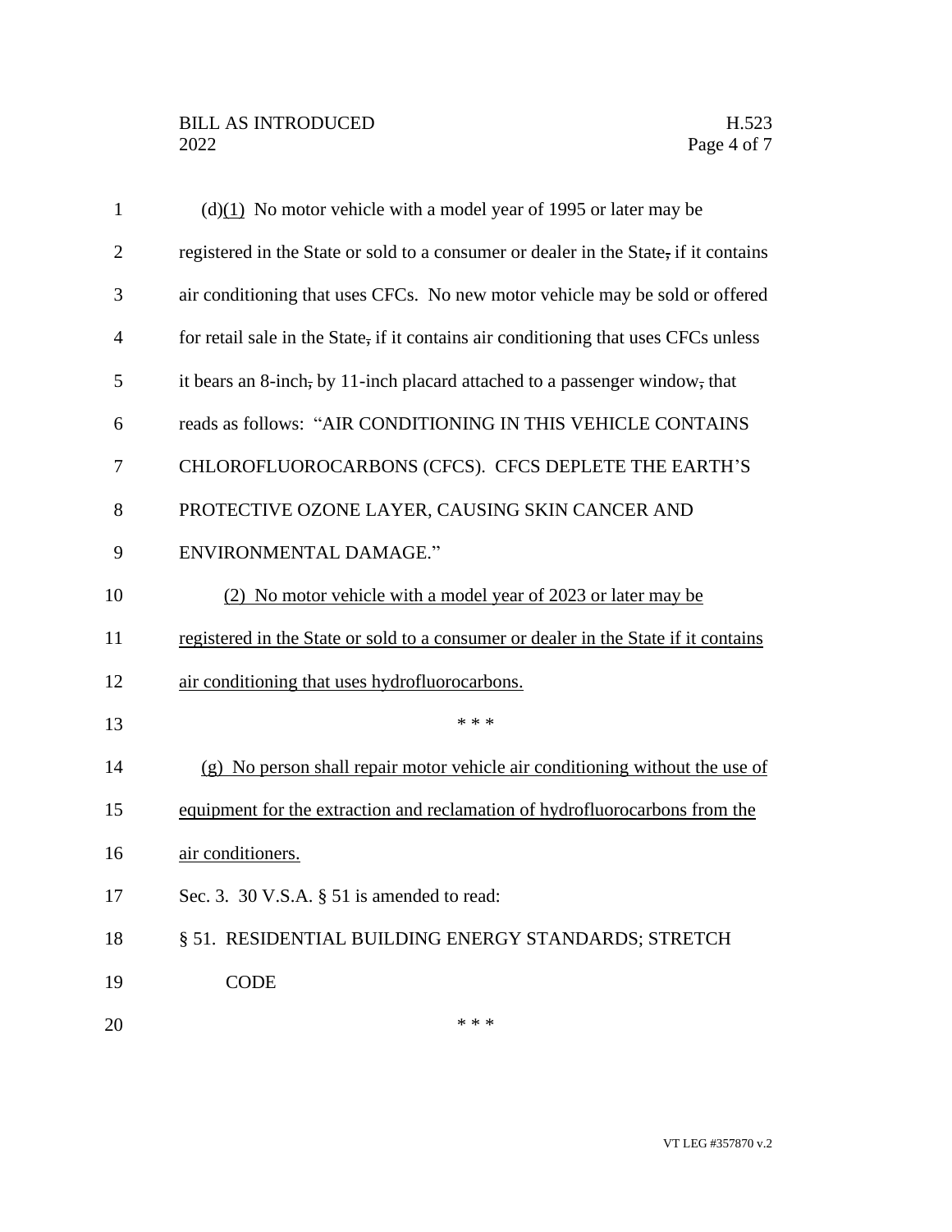(d)(1) No motor vehicle with a model year of 1995 or later may be registered in the State or sold to a consumer or dealer in the State, if it contains air conditioning that uses CFCs. No new motor vehicle may be sold or offered for retail sale in the State, if it contains air conditioning that uses CFCs unless it bears an 8-inch, by 11-inch placard attached to a passenger window, that reads as follows: "AIR CONDITIONING IN THIS VEHICLE CONTAINS CHLOROFLUOROCARBONS (CFCS). CFCS DEPLETE THE EARTH'S PROTECTIVE OZONE LAYER, CAUSING SKIN CANCER AND ENVIRONMENTAL DAMAGE."

(2) No motor vehicle with a model year of 2023 or later may be registered in the State or sold to a consumer or dealer in the State if it contains air conditioning that uses hydrofluorocarbons.

\* \* \*

(g) No person shall repair motor vehicle air conditioning without the use of equipment for the extraction and reclamation of hydrofluorocarbons from the air conditioners.

Sec. 3. 30 V.S.A. § 51 is amended to read:

§ 51. RESIDENTIAL BUILDING ENERGY STANDARDS; STRETCH CODE

\* \* \*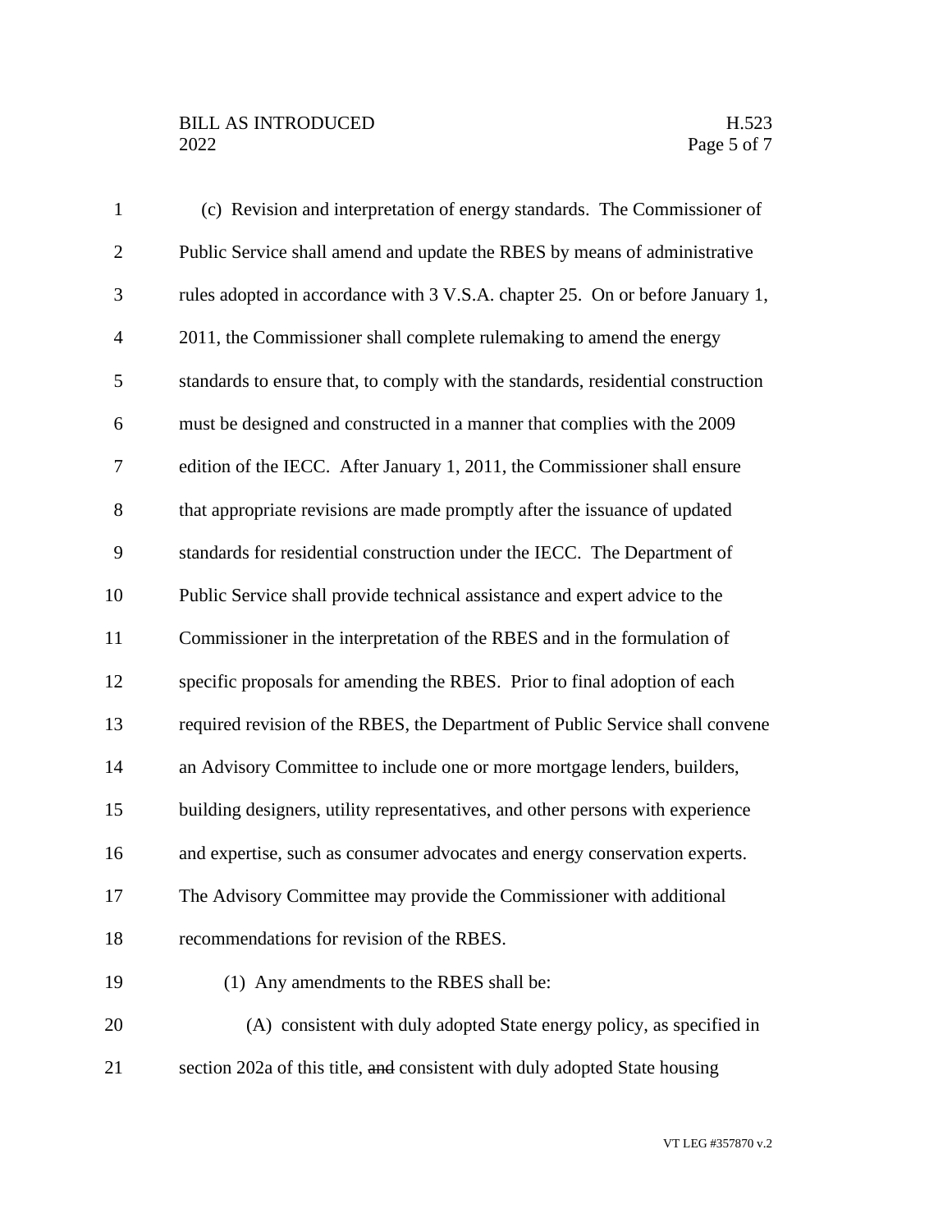(c) Revision and interpretation of energy standards. The Commissioner of Public Service shall amend and update the RBES by means of administrative rules adopted in accordance with 3 V.S.A. chapter 25. On or before January 1, 2011, the Commissioner shall complete rulemaking to amend the energy standards to ensure that, to comply with the standards, residential construction must be designed and constructed in a manner that complies with the 2009 edition of the IECC. After January 1, 2011, the Commissioner shall ensure that appropriate revisions are made promptly after the issuance of updated standards for residential construction under the IECC. The Department of Public Service shall provide technical assistance and expert advice to the Commissioner in the interpretation of the RBES and in the formulation of specific proposals for amending the RBES. Prior to final adoption of each required revision of the RBES, the Department of Public Service shall convene an Advisory Committee to include one or more mortgage lenders, builders, building designers, utility representatives, and other persons with experience and expertise, such as consumer advocates and energy conservation experts. The Advisory Committee may provide the Commissioner with additional recommendations for revision of the RBES.

(1) Any amendments to the RBES shall be:

(A) consistent with duly adopted State energy policy, as specified in section 202a of this title, ~~and~~ consistent with duly adopted State housing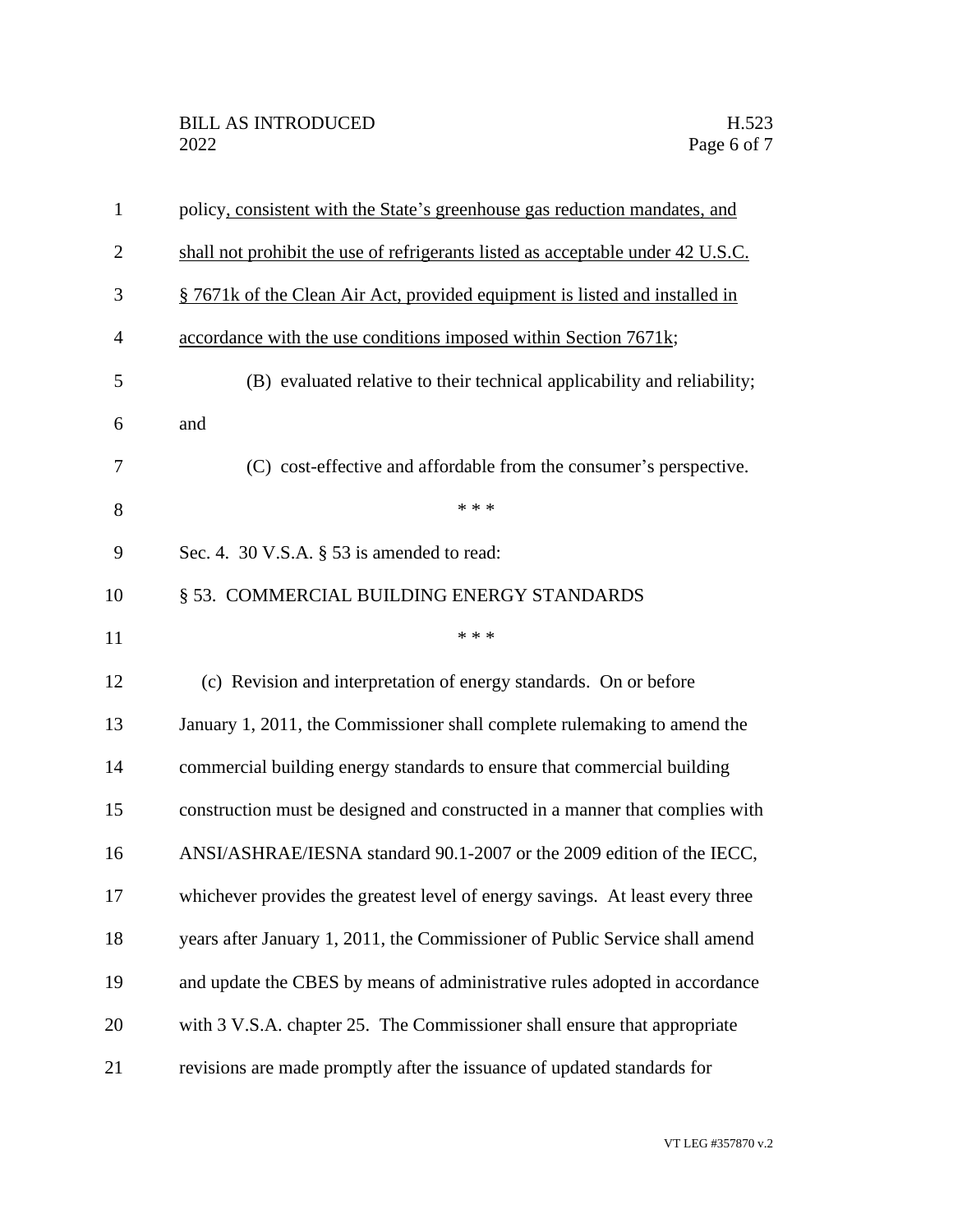policy<u>, consistent with the State's greenhouse gas reduction mandates, and shall not prohibit the use of refrigerants listed as acceptable under 42 U.S.C. § 7671k of the Clean Air Act, provided equipment is listed and installed in accordance with the use conditions imposed within Section 7671k</u>;

(B) evaluated relative to their technical applicability and reliability; and

(C) cost-effective and affordable from the consumer's perspective.

\* \* \*

Sec. 4. 30 V.S.A. § 53 is amended to read:

§ 53. COMMERCIAL BUILDING ENERGY STANDARDS

\* \* \*

(c) Revision and interpretation of energy standards. On or before January 1, 2011, the Commissioner shall complete rulemaking to amend the commercial building energy standards to ensure that commercial building construction must be designed and constructed in a manner that complies with ANSI/ASHRAE/IESNA standard 90.1-2007 or the 2009 edition of the IECC, whichever provides the greatest level of energy savings. At least every three years after January 1, 2011, the Commissioner of Public Service shall amend and update the CBES by means of administrative rules adopted in accordance with 3 V.S.A. chapter 25. The Commissioner shall ensure that appropriate revisions are made promptly after the issuance of updated standards for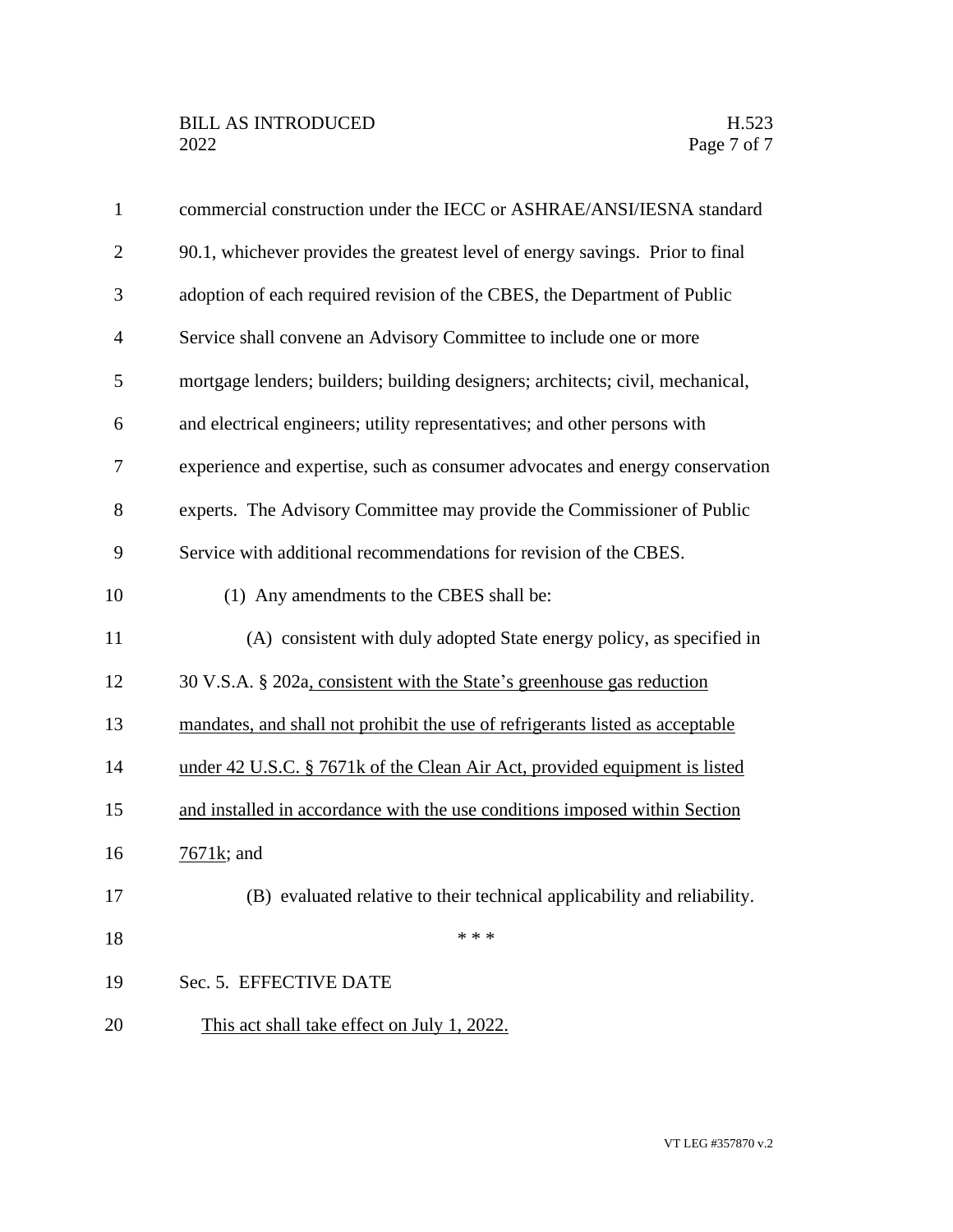commercial construction under the IECC or ASHRAE/ANSI/IESNA standard 90.1, whichever provides the greatest level of energy savings. Prior to final adoption of each required revision of the CBES, the Department of Public Service shall convene an Advisory Committee to include one or more mortgage lenders; builders; building designers; architects; civil, mechanical, and electrical engineers; utility representatives; and other persons with experience and expertise, such as consumer advocates and energy conservation experts. The Advisory Committee may provide the Commissioner of Public Service with additional recommendations for revision of the CBES.

(1) Any amendments to the CBES shall be:

(A) consistent with duly adopted State energy policy, as specified in 30 V.S.A. § 202a<u>, consistent with the State's greenhouse gas reduction mandates, and shall not prohibit the use of refrigerants listed as acceptable under 42 U.S.C. § 7671k of the Clean Air Act, provided equipment is listed and installed in accordance with the use conditions imposed within Section 7671k</u>; and

(B) evaluated relative to their technical applicability and reliability.

\* \* \*

Sec. 5. EFFECTIVE DATE

<u>This act shall take effect on July 1, 2022.</u>